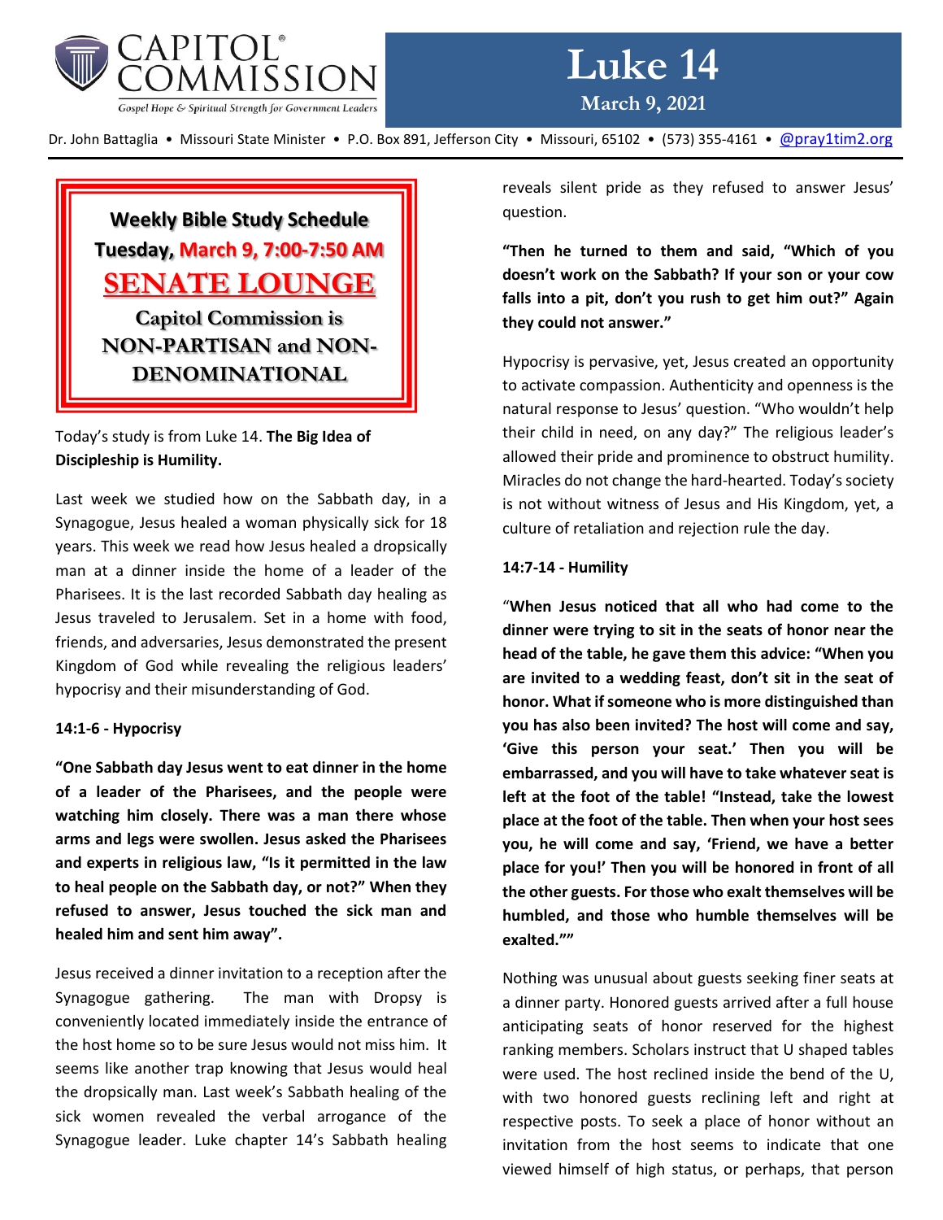CAPITOL COMMISSION®
Gospel Hope & Spiritual Strength for Government Leaders

# Luke 14

**March 9, 2021**

Dr. John Battaglia • Missouri State Minister • P.O. Box 891, Jefferson City • Missouri, 65102 • (573) 355-4161 • @pray1tim2.org

**Weekly Bible Study Schedule**
**Tuesday, March 9, 7:00-7:50 AM**
**SENATE LOUNGE**
**Capitol Commission is NON-PARTISAN and NON-DENOMINATIONAL**

Today's study is from Luke 14. **The Big Idea of Discipleship is Humility.**

Last week we studied how on the Sabbath day, in a Synagogue, Jesus healed a woman physically sick for 18 years. This week we read how Jesus healed a dropsically man at a dinner inside the home of a leader of the Pharisees. It is the last recorded Sabbath day healing as Jesus traveled to Jerusalem. Set in a home with food, friends, and adversaries, Jesus demonstrated the present Kingdom of God while revealing the religious leaders' hypocrisy and their misunderstanding of God.

**14:1-6 - Hypocrisy**

**"One Sabbath day Jesus went to eat dinner in the home of a leader of the Pharisees, and the people were watching him closely. There was a man there whose arms and legs were swollen. Jesus asked the Pharisees and experts in religious law, "Is it permitted in the law to heal people on the Sabbath day, or not?" When they refused to answer, Jesus touched the sick man and healed him and sent him away".**

Jesus received a dinner invitation to a reception after the Synagogue gathering. The man with Dropsy is conveniently located immediately inside the entrance of the host home so to be sure Jesus would not miss him. It seems like another trap knowing that Jesus would heal the dropsically man. Last week's Sabbath healing of the sick women revealed the verbal arrogance of the Synagogue leader. Luke chapter 14's Sabbath healing reveals silent pride as they refused to answer Jesus' question.

**"Then he turned to them and said, "Which of you doesn't work on the Sabbath? If your son or your cow falls into a pit, don't you rush to get him out?" Again they could not answer."**

Hypocrisy is pervasive, yet, Jesus created an opportunity to activate compassion. Authenticity and openness is the natural response to Jesus' question. "Who wouldn't help their child in need, on any day?" The religious leader's allowed their pride and prominence to obstruct humility. Miracles do not change the hard-hearted. Today's society is not without witness of Jesus and His Kingdom, yet, a culture of retaliation and rejection rule the day.

**14:7-14 - Humility**

**"When Jesus noticed that all who had come to the dinner were trying to sit in the seats of honor near the head of the table, he gave them this advice: "When you are invited to a wedding feast, don't sit in the seat of honor. What if someone who is more distinguished than you has also been invited? The host will come and say, 'Give this person your seat.' Then you will be embarrassed, and you will have to take whatever seat is left at the foot of the table! "Instead, take the lowest place at the foot of the table. Then when your host sees you, he will come and say, 'Friend, we have a better place for you!' Then you will be honored in front of all the other guests. For those who exalt themselves will be humbled, and those who humble themselves will be exalted.""**

Nothing was unusual about guests seeking finer seats at a dinner party. Honored guests arrived after a full house anticipating seats of honor reserved for the highest ranking members. Scholars instruct that U shaped tables were used. The host reclined inside the bend of the U, with two honored guests reclining left and right at respective posts. To seek a place of honor without an invitation from the host seems to indicate that one viewed himself of high status, or perhaps, that person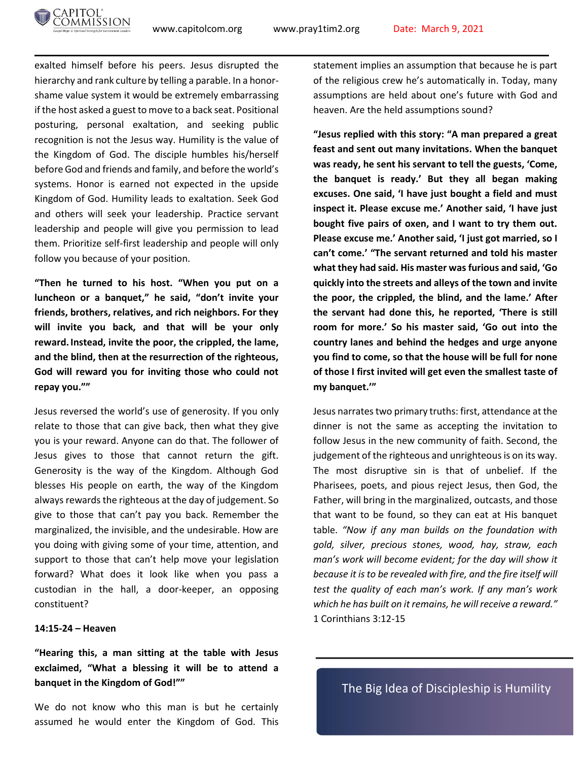exalted himself before his peers. Jesus disrupted the hierarchy and rank culture by telling a parable. In a honor-shame value system it would be extremely embarrassing if the host asked a guest to move to a back seat. Positional posturing, personal exaltation, and seeking public recognition is not the Jesus way. Humility is the value of the Kingdom of God. The disciple humbles his/herself before God and friends and family, and before the world's systems. Honor is earned not expected in the upside Kingdom of God. Humility leads to exaltation. Seek God and others will seek your leadership. Practice servant leadership and people will give you permission to lead them. Prioritize self-first leadership and people will only follow you because of your position.

**"Then he turned to his host. "When you put on a luncheon or a banquet," he said, "don't invite your friends, brothers, relatives, and rich neighbors. For they will invite you back, and that will be your only reward. Instead, invite the poor, the crippled, the lame, and the blind, then at the resurrection of the righteous, God will reward you for inviting those who could not repay you.""**

Jesus reversed the world's use of generosity. If you only relate to those that can give back, then what they give you is your reward. Anyone can do that. The follower of Jesus gives to those that cannot return the gift. Generosity is the way of the Kingdom. Although God blesses His people on earth, the way of the Kingdom always rewards the righteous at the day of judgement. So give to those that can't pay you back. Remember the marginalized, the invisible, and the undesirable. How are you doing with giving some of your time, attention, and support to those that can't help move your legislation forward? What does it look like when you pass a custodian in the hall, a door-keeper, an opposing constituent?

**14:15-24 – Heaven**

**"Hearing this, a man sitting at the table with Jesus exclaimed, "What a blessing it will be to attend a banquet in the Kingdom of God!""**

We do not know who this man is but he certainly assumed he would enter the Kingdom of God. This statement implies an assumption that because he is part of the religious crew he's automatically in. Today, many assumptions are held about one's future with God and heaven. Are the held assumptions sound?

**"Jesus replied with this story: "A man prepared a great feast and sent out many invitations. When the banquet was ready, he sent his servant to tell the guests, 'Come, the banquet is ready.' But they all began making excuses. One said, 'I have just bought a field and must inspect it. Please excuse me.' Another said, 'I have just bought five pairs of oxen, and I want to try them out. Please excuse me.' Another said, 'I just got married, so I can't come.' "The servant returned and told his master what they had said. His master was furious and said, 'Go quickly into the streets and alleys of the town and invite the poor, the crippled, the blind, and the lame.' After the servant had done this, he reported, 'There is still room for more.' So his master said, 'Go out into the country lanes and behind the hedges and urge anyone you find to come, so that the house will be full for none of those I first invited will get even the smallest taste of my banquet.'"**

Jesus narrates two primary truths: first, attendance at the dinner is not the same as accepting the invitation to follow Jesus in the new community of faith. Second, the judgement of the righteous and unrighteous is on its way. The most disruptive sin is that of unbelief. If the Pharisees, poets, and pious reject Jesus, then God, the Father, will bring in the marginalized, outcasts, and those that want to be found, so they can eat at His banquet table. *"Now if any man builds on the foundation with gold, silver, precious stones, wood, hay, straw, each man's work will become evident; for the day will show it because it is to be revealed with fire, and the fire itself will test the quality of each man's work. If any man's work which he has built on it remains, he will receive a reward."* 1 Corinthians 3:12-15

The Big Idea of Discipleship is Humility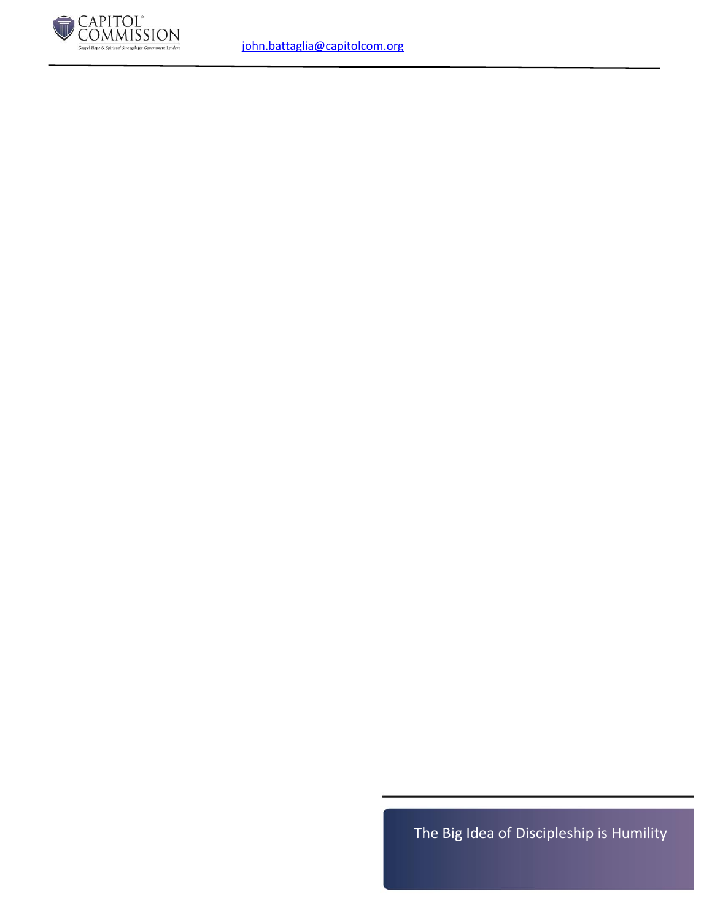The Big Idea of Discipleship is Humility